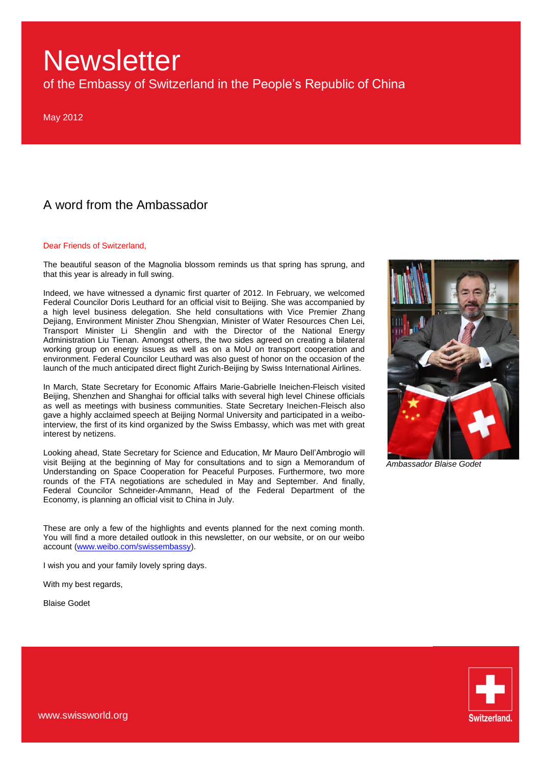# Newsletter

of the Embassy of Switzerland in the People's Republic of China

May 2012

## A word from the Ambassador

Dear Friends of Switzerland,

The beautiful season of the Magnolia blossom reminds us that spring has sprung, and that this year is already in full swing.

Indeed, we have witnessed a dynamic first quarter of 2012. In February, we welcomed Federal Councilor Doris Leuthard for an official visit to Beijing. She was accompanied by a high level business delegation. She held consultations with Vice Premier Zhang Dejiang, Environment Minister Zhou Shengxian, Minister of Water Resources Chen Lei, Transport Minister Li Shenglin and with the Director of the National Energy Administration Liu Tienan. Amongst others, the two sides agreed on creating a bilateral working group on energy issues as well as on a MoU on transport cooperation and environment. Federal Councilor Leuthard was also guest of honor on the occasion of the launch of the much anticipated direct flight Zurich-Beijing by Swiss International Airlines.

In March, State Secretary for Economic Affairs Marie-Gabrielle Ineichen-Fleisch visited Beijing, Shenzhen and Shanghai for official talks with several high level Chinese officials as well as meetings with business communities. State Secretary Ineichen-Fleisch also gave a highly acclaimed speech at Beijing Normal University and participated in a weibo-interview, the first of its kind organized by the Swiss Embassy, which was met with great interest by netizens.

Looking ahead, State Secretary for Science and Education, Mr Mauro Dell'Ambrogio will visit Beijing at the beginning of May for consultations and to sign a Memorandum of Understanding on Space Cooperation for Peaceful Purposes. Furthermore, two more rounds of the FTA negotiations are scheduled in May and September. And finally, Federal Councilor Schneider-Ammann, Head of the Federal Department of the Economy, is planning an official visit to China in July.

*Ambassador Blaise Godet*

These are only a few of the highlights and events planned for the next coming month. You will find a more detailed outlook in this newsletter, on our website, or on our weibo account (www.weibo.com/swissembassy).

I wish you and your family lovely spring days.

With my best regards,

Blaise Godet

www.swissworld.org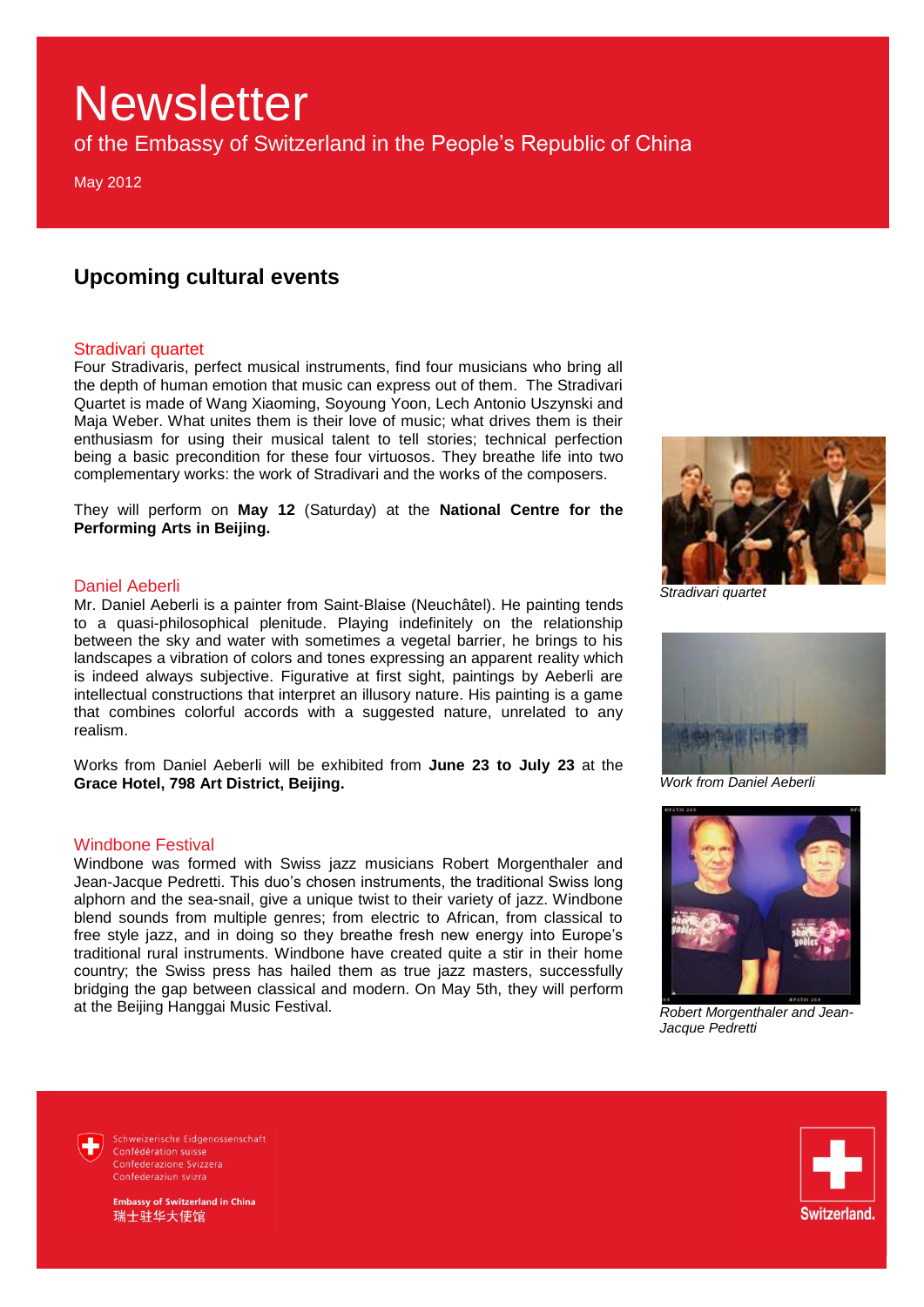# Newsletter

of the Embassy of Switzerland in the People's Republic of China

May 2012

## Upcoming cultural events

### Stradivari quartet

Four Stradivaris, perfect musical instruments, find four musicians who bring all the depth of human emotion that music can express out of them. The Stradivari Quartet is made of Wang Xiaoming, Soyoung Yoon, Lech Antonio Uszynski and Maja Weber. What unites them is their love of music; what drives them is their enthusiasm for using their musical talent to tell stories; technical perfection being a basic precondition for these four virtuosos. They breathe life into two complementary works: the work of Stradivari and the works of the composers.

They will perform on **May 12** (Saturday) at the **National Centre for the Performing Arts in Beijing.**

*Stradivari quartet*

### Daniel Aeberli

Mr. Daniel Aeberli is a painter from Saint-Blaise (Neuchâtel). He painting tends to a quasi-philosophical plenitude. Playing indefinitely on the relationship between the sky and water with sometimes a vegetal barrier, he brings to his landscapes a vibration of colors and tones expressing an apparent reality which is indeed always subjective. Figurative at first sight, paintings by Aeberli are intellectual constructions that interpret an illusory nature. His painting is a game that combines colorful accords with a suggested nature, unrelated to any realism.

Works from Daniel Aeberli will be exhibited from **June 23 to July 23** at the **Grace Hotel, 798 Art District, Beijing.**

*Work from Daniel Aeberli*

### Windbone Festival

Windbone was formed with Swiss jazz musicians Robert Morgenthaler and Jean-Jacque Pedretti. This duo's chosen instruments, the traditional Swiss long alphorn and the sea-snail, give a unique twist to their variety of jazz. Windbone blend sounds from multiple genres; from electric to African, from classical to free style jazz, and in doing so they breathe fresh new energy into Europe's traditional rural instruments. Windbone have created quite a stir in their home country; the Swiss press has hailed them as true jazz masters, successfully bridging the gap between classical and modern. On May 5th, they will perform at the Beijing Hanggai Music Festival.

*Robert Morgenthaler and Jean-Jacque Pedretti*

Schweizerische Eidgenossenschaft
Confédération suisse
Confederazione Svizzera
Confederaziun svizra

**Embassy of Switzerland in China**
瑞士驻华大使馆

Switzerland.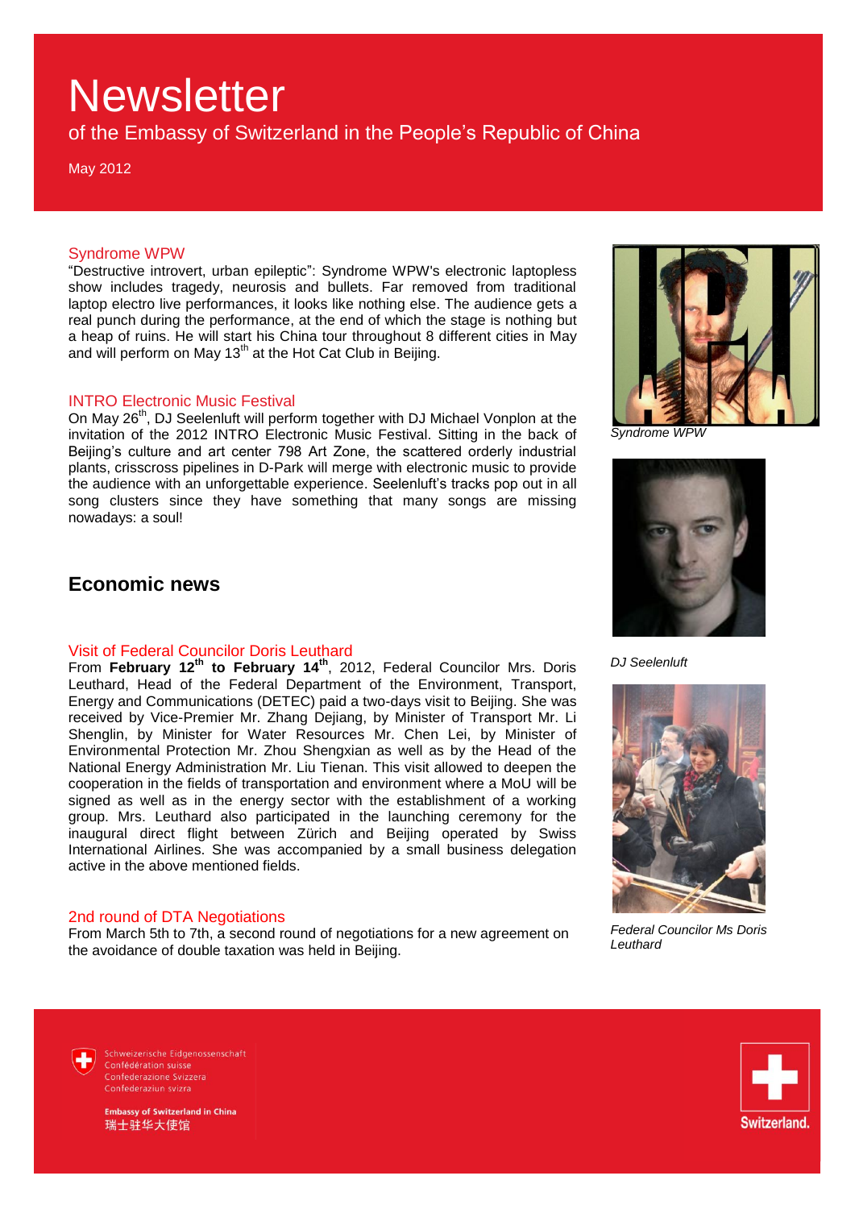# Newsletter

of the Embassy of Switzerland in the People's Republic of China

May 2012

### Syndrome WPW

"Destructive introvert, urban epileptic": Syndrome WPW's electronic laptopless show includes tragedy, neurosis and bullets. Far removed from traditional laptop electro live performances, it looks like nothing else. The audience gets a real punch during the performance, at the end of which the stage is nothing but a heap of ruins. He will start his China tour throughout 8 different cities in May and will perform on May 13th at the Hot Cat Club in Beijing.

*Syndrome WPW*

### INTRO Electronic Music Festival

On May 26th, DJ Seelenluft will perform together with DJ Michael Vonplon at the invitation of the 2012 INTRO Electronic Music Festival. Sitting in the back of Beijing's culture and art center 798 Art Zone, the scattered orderly industrial plants, crisscross pipelines in D-Park will merge with electronic music to provide the audience with an unforgettable experience. Seelenluft's tracks pop out in all song clusters since they have something that many songs are missing nowadays: a soul!

*DJ Seelenluft*

## Economic news

### Visit of Federal Councilor Doris Leuthard

From **February 12th to February 14th**, 2012, Federal Councilor Mrs. Doris Leuthard, Head of the Federal Department of the Environment, Transport, Energy and Communications (DETEC) paid a two-days visit to Beijing. She was received by Vice-Premier Mr. Zhang Dejiang, by Minister of Transport Mr. Li Shenglin, by Minister for Water Resources Mr. Chen Lei, by Minister of Environmental Protection Mr. Zhou Shengxian as well as by the Head of the National Energy Administration Mr. Liu Tienan. This visit allowed to deepen the cooperation in the fields of transportation and environment where a MoU will be signed as well as in the energy sector with the establishment of a working group. Mrs. Leuthard also participated in the launching ceremony for the inaugural direct flight between Zürich and Beijing operated by Swiss International Airlines. She was accompanied by a small business delegation active in the above mentioned fields.

*Federal Councilor Ms Doris Leuthard*

### 2nd round of DTA Negotiations

From March 5th to 7th, a second round of negotiations for a new agreement on the avoidance of double taxation was held in Beijing.

Schweizerische Eidgenossenschaft
Confédération suisse
Confederazione Svizzera
Confederaziun svizra

**Embassy of Switzerland in China**
瑞士驻华大使馆

Switzerland.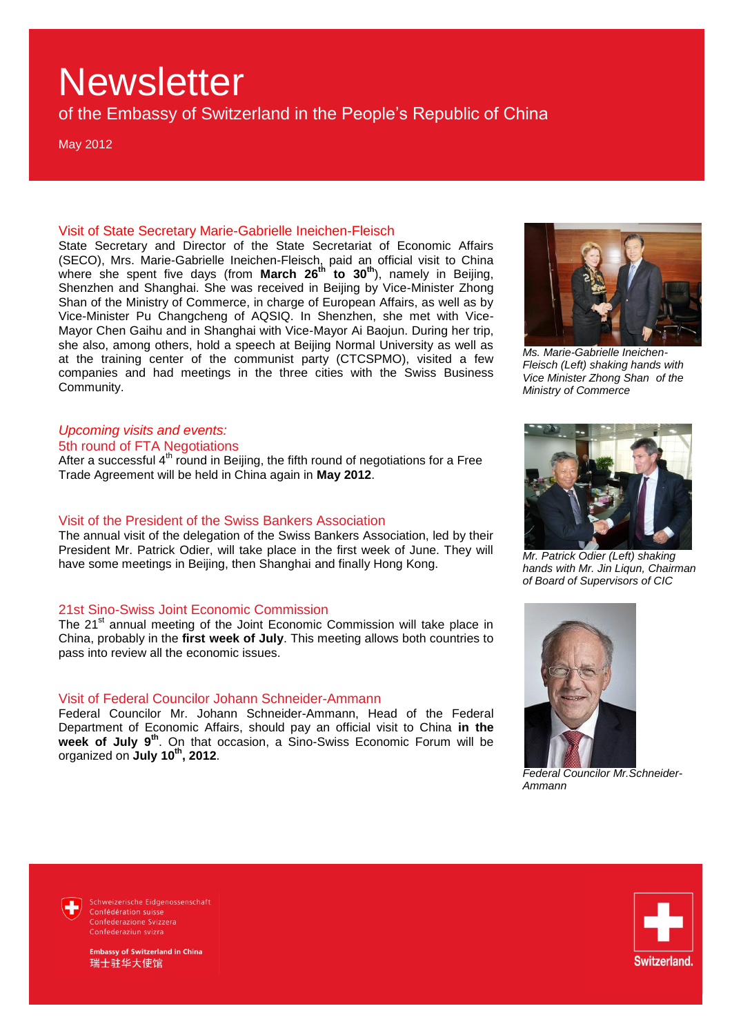# Newsletter

of the Embassy of Switzerland in the People's Republic of China

May 2012

## Visit of State Secretary Marie-Gabrielle Ineichen-Fleisch

State Secretary and Director of the State Secretariat of Economic Affairs (SECO), Mrs. Marie-Gabrielle Ineichen-Fleisch, paid an official visit to China where she spent five days (from **March 26th to 30th**), namely in Beijing, Shenzhen and Shanghai. She was received in Beijing by Vice-Minister Zhong Shan of the Ministry of Commerce, in charge of European Affairs, as well as by Vice-Minister Pu Changcheng of AQSIQ. In Shenzhen, she met with Vice-Mayor Chen Gaihu and in Shanghai with Vice-Mayor Ai Baojun. During her trip, she also, among others, hold a speech at Beijing Normal University as well as at the training center of the communist party (CTCSPMO), visited a few companies and had meetings in the three cities with the Swiss Business Community.

*Ms. Marie-Gabrielle Ineichen-Fleisch (Left) shaking hands with Vice Minister Zhong Shan of the Ministry of Commerce*

## *Upcoming visits and events:*

### 5th round of FTA Negotiations

After a successful 4th round in Beijing, the fifth round of negotiations for a Free Trade Agreement will be held in China again in **May 2012**.

### Visit of the President of the Swiss Bankers Association

The annual visit of the delegation of the Swiss Bankers Association, led by their President Mr. Patrick Odier, will take place in the first week of June. They will have some meetings in Beijing, then Shanghai and finally Hong Kong.

*Mr. Patrick Odier (Left) shaking hands with Mr. Jin Liqun, Chairman of Board of Supervisors of CIC*

### 21st Sino-Swiss Joint Economic Commission

The 21st annual meeting of the Joint Economic Commission will take place in China, probably in the **first week of July**. This meeting allows both countries to pass into review all the economic issues.

### Visit of Federal Councilor Johann Schneider-Ammann

Federal Councilor Mr. Johann Schneider-Ammann, Head of the Federal Department of Economic Affairs, should pay an official visit to China **in the week of July 9th**. On that occasion, a Sino-Swiss Economic Forum will be organized on **July 10th, 2012**.

*Federal Councilor Mr.Schneider-Ammann*

Schweizerische Eidgenossenschaft
Confédération suisse
Confederazione Svizzera
Confederaziun svizra

**Embassy of Switzerland in China**
瑞士驻华大使馆

Switzerland.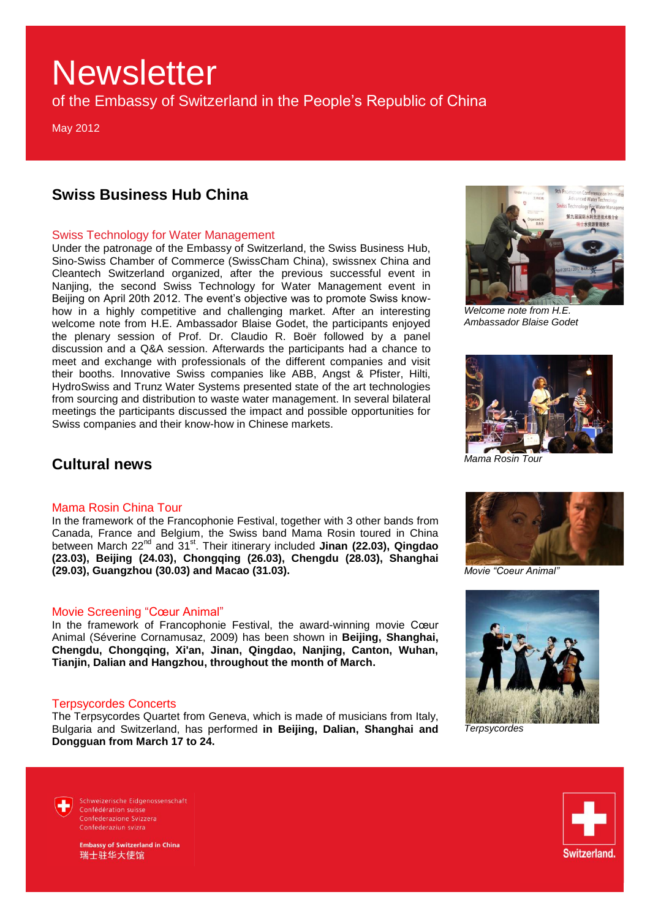# Newsletter

of the Embassy of Switzerland in the People's Republic of China

May 2012

## Swiss Business Hub China

### Swiss Technology for Water Management

Under the patronage of the Embassy of Switzerland, the Swiss Business Hub, Sino-Swiss Chamber of Commerce (SwissCham China), swissnex China and Cleantech Switzerland organized, after the previous successful event in Nanjing, the second Swiss Technology for Water Management event in Beijing on April 20th 2012. The event's objective was to promote Swiss know-how in a highly competitive and challenging market. After an interesting welcome note from H.E. Ambassador Blaise Godet, the participants enjoyed the plenary session of Prof. Dr. Claudio R. Boër followed by a panel discussion and a Q&A session. Afterwards the participants had a chance to meet and exchange with professionals of the different companies and visit their booths. Innovative Swiss companies like ABB, Angst & Pfister, Hilti, HydroSwiss and Trunz Water Systems presented state of the art technologies from sourcing and distribution to waste water management. In several bilateral meetings the participants discussed the impact and possible opportunities for Swiss companies and their know-how in Chinese markets.

*Welcome note from H.E. Ambassador Blaise Godet*

## Cultural news

### Mama Rosin China Tour

In the framework of the Francophonie Festival, together with 3 other bands from Canada, France and Belgium, the Swiss band Mama Rosin toured in China between March 22nd and 31st. Their itinerary included **Jinan (22.03), Qingdao (23.03), Beijing (24.03), Chongqing (26.03), Chengdu (28.03), Shanghai (29.03), Guangzhou (30.03) and Macao (31.03).**

*Mama Rosin Tour*

### Movie Screening "Cœur Animal"

In the framework of Francophonie Festival, the award-winning movie Cœur Animal (Séverine Cornamusaz, 2009) has been shown in **Beijing, Shanghai, Chengdu, Chongqing, Xi'an, Jinan, Qingdao, Nanjing, Canton, Wuhan, Tianjin, Dalian and Hangzhou, throughout the month of March.**

*Movie "Coeur Animal"*

### Terpsycordes Concerts

The Terpsycordes Quartet from Geneva, which is made of musicians from Italy, Bulgaria and Switzerland, has performed **in Beijing, Dalian, Shanghai and Dongguan from March 17 to 24.**

*Terpsycordes*

Schweizerische Eidgenossenschaft
Confédération suisse
Confederazione Svizzera
Confederaziun svizra

**Embassy of Switzerland in China**
瑞士驻华大使馆

Switzerland.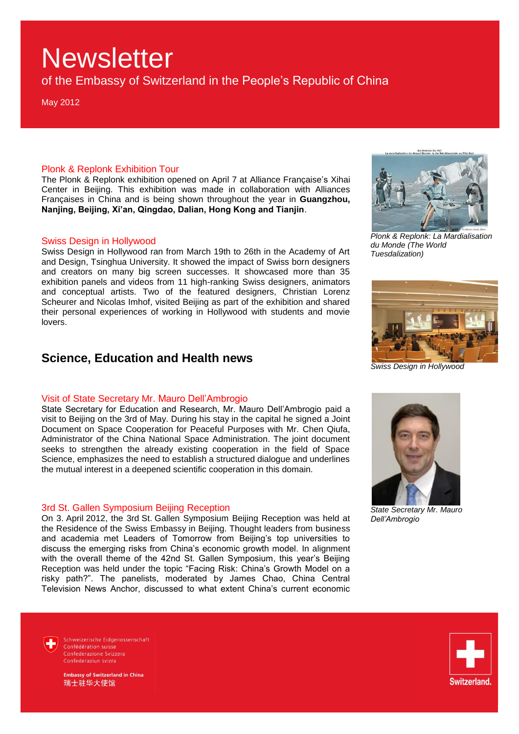# Newsletter

of the Embassy of Switzerland in the People's Republic of China

May 2012

### Plonk & Replonk Exhibition Tour

The Plonk & Replonk exhibition opened on April 7 at Alliance Française's Xihai Center in Beijing. This exhibition was made in collaboration with Alliances Françaises in China and is being shown throughout the year in **Guangzhou, Nanjing, Beijing, Xi'an, Qingdao, Dalian, Hong Kong and Tianjin**.

*Plonk & Replonk: La Mardialisation du Monde (The World Tuesdalization)*

### Swiss Design in Hollywood

Swiss Design in Hollywood ran from March 19th to 26th in the Academy of Art and Design, Tsinghua University. It showed the impact of Swiss born designers and creators on many big screen successes. It showcased more than 35 exhibition panels and videos from 11 high-ranking Swiss designers, animators and conceptual artists. Two of the featured designers, Christian Lorenz Scheurer and Nicolas Imhof, visited Beijing as part of the exhibition and shared their personal experiences of working in Hollywood with students and movie lovers.

*Swiss Design in Hollywood*

## Science, Education and Health news

### Visit of State Secretary Mr. Mauro Dell'Ambrogio

State Secretary for Education and Research, Mr. Mauro Dell'Ambrogio paid a visit to Beijing on the 3rd of May. During his stay in the capital he signed a Joint Document on Space Cooperation for Peaceful Purposes with Mr. Chen Qiufa, Administrator of the China National Space Administration. The joint document seeks to strengthen the already existing cooperation in the field of Space Science, emphasizes the need to establish a structured dialogue and underlines the mutual interest in a deepened scientific cooperation in this domain.

*State Secretary Mr. Mauro Dell'Ambrogio*

### 3rd St. Gallen Symposium Beijing Reception

On 3. April 2012, the 3rd St. Gallen Symposium Beijing Reception was held at the Residence of the Swiss Embassy in Beijing. Thought leaders from business and academia met Leaders of Tomorrow from Beijing's top universities to discuss the emerging risks from China's economic growth model. In alignment with the overall theme of the 42nd St. Gallen Symposium, this year's Beijing Reception was held under the topic "Facing Risk: China's Growth Model on a risky path?". The panelists, moderated by James Chao, China Central Television News Anchor, discussed to what extent China's current economic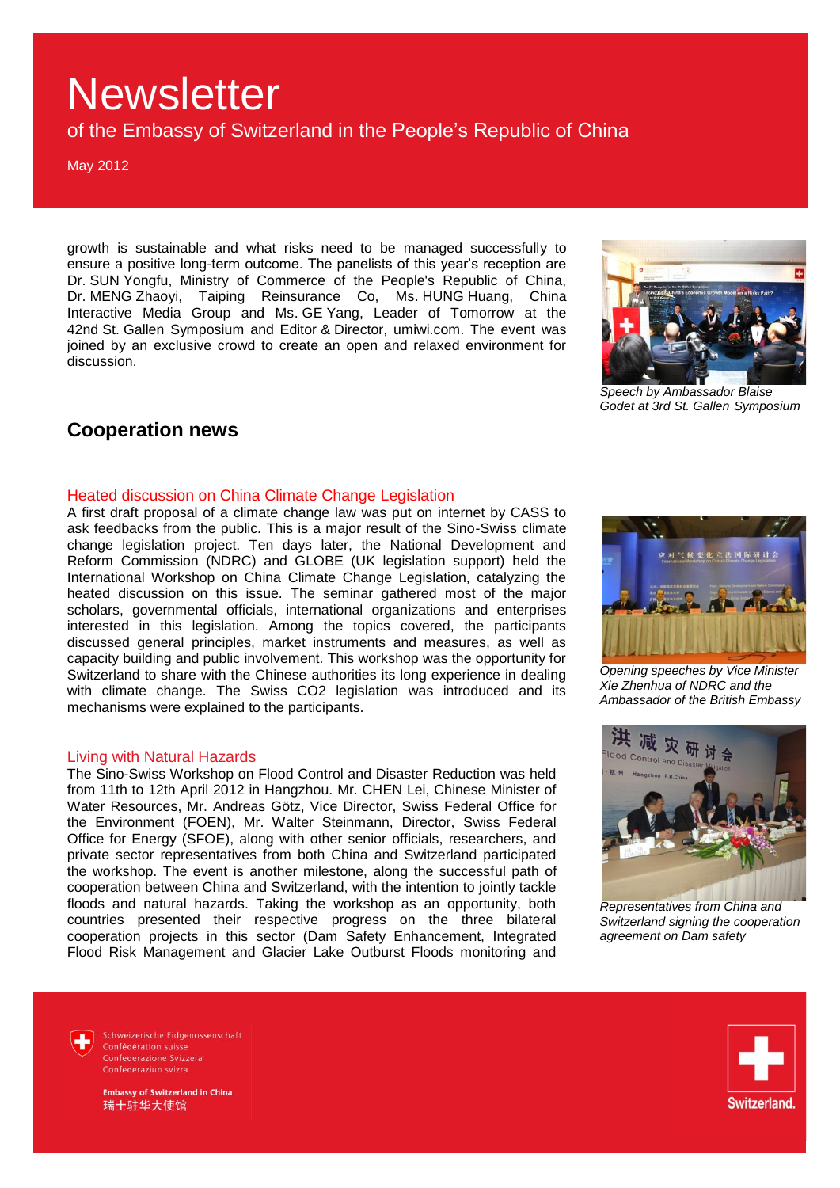growth is sustainable and what risks need to be managed successfully to ensure a positive long-term outcome. The panelists of this year's reception are Dr. SUN Yongfu, Ministry of Commerce of the People's Republic of China, Dr. MENG Zhaoyi, Taiping Reinsurance Co, Ms. HUNG Huang, China Interactive Media Group and Ms. GE Yang, Leader of Tomorrow at the 42nd St. Gallen Symposium and Editor & Director, umiwi.com. The event was joined by an exclusive crowd to create an open and relaxed environment for discussion.

*Speech by Ambassador Blaise Godet at 3rd St. Gallen Symposium*

## Cooperation news

### Heated discussion on China Climate Change Legislation

A first draft proposal of a climate change law was put on internet by CASS to ask feedbacks from the public. This is a major result of the Sino-Swiss climate change legislation project. Ten days later, the National Development and Reform Commission (NDRC) and GLOBE (UK legislation support) held the International Workshop on China Climate Change Legislation, catalyzing the heated discussion on this issue. The seminar gathered most of the major scholars, governmental officials, international organizations and enterprises interested in this legislation. Among the topics covered, the participants discussed general principles, market instruments and measures, as well as capacity building and public involvement. This workshop was the opportunity for Switzerland to share with the Chinese authorities its long experience in dealing with climate change. The Swiss CO2 legislation was introduced and its mechanisms were explained to the participants.

*Opening speeches by Vice Minister Xie Zhenhua of NDRC and the Ambassador of the British Embassy*

### Living with Natural Hazards

The Sino-Swiss Workshop on Flood Control and Disaster Reduction was held from 11th to 12th April 2012 in Hangzhou. Mr. CHEN Lei, Chinese Minister of Water Resources, Mr. Andreas Götz, Vice Director, Swiss Federal Office for the Environment (FOEN), Mr. Walter Steinmann, Director, Swiss Federal Office for Energy (SFOE), along with other senior officials, researchers, and private sector representatives from both China and Switzerland participated the workshop. The event is another milestone, along the successful path of cooperation between China and Switzerland, with the intention to jointly tackle floods and natural hazards. Taking the workshop as an opportunity, both countries presented their respective progress on the three bilateral cooperation projects in this sector (Dam Safety Enhancement, Integrated Flood Risk Management and Glacier Lake Outburst Floods monitoring and

*Representatives from China and Switzerland signing the cooperation agreement on Dam safety*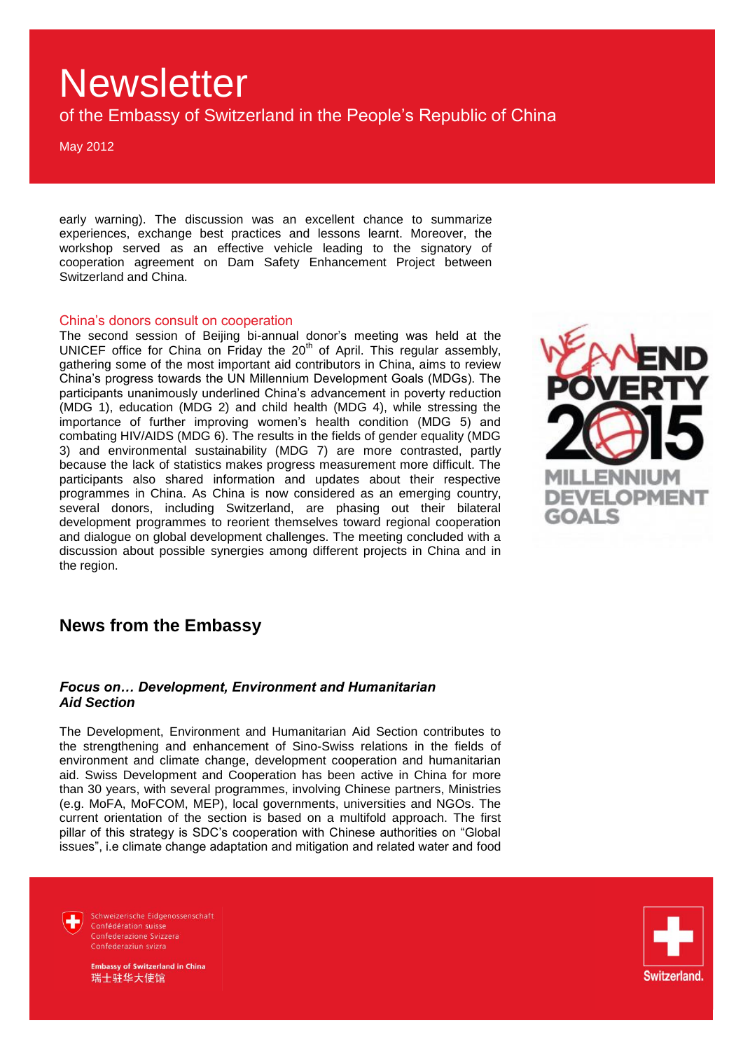early warning). The discussion was an excellent chance to summarize experiences, exchange best practices and lessons learnt. Moreover, the workshop served as an effective vehicle leading to the signatory of cooperation agreement on Dam Safety Enhancement Project between Switzerland and China.

### China's donors consult on cooperation

The second session of Beijing bi-annual donor's meeting was held at the UNICEF office for China on Friday the 20th of April. This regular assembly, gathering some of the most important aid contributors in China, aims to review China's progress towards the UN Millennium Development Goals (MDGs). The participants unanimously underlined China's advancement in poverty reduction (MDG 1), education (MDG 2) and child health (MDG 4), while stressing the importance of further improving women's health condition (MDG 5) and combating HIV/AIDS (MDG 6). The results in the fields of gender equality (MDG 3) and environmental sustainability (MDG 7) are more contrasted, partly because the lack of statistics makes progress measurement more difficult. The participants also shared information and updates about their respective programmes in China. As China is now considered as an emerging country, several donors, including Switzerland, are phasing out their bilateral development programmes to reorient themselves toward regional cooperation and dialogue on global development challenges. The meeting concluded with a discussion about possible synergies among different projects in China and in the region.

## News from the Embassy

### *Focus on… Development, Environment and Humanitarian Aid Section*

The Development, Environment and Humanitarian Aid Section contributes to the strengthening and enhancement of Sino-Swiss relations in the fields of environment and climate change, development cooperation and humanitarian aid. Swiss Development and Cooperation has been active in China for more than 30 years, with several programmes, involving Chinese partners, Ministries (e.g. MoFA, MoFCOM, MEP), local governments, universities and NGOs. The current orientation of the section is based on a multifold approach. The first pillar of this strategy is SDC's cooperation with Chinese authorities on "Global issues", i.e climate change adaptation and mitigation and related water and food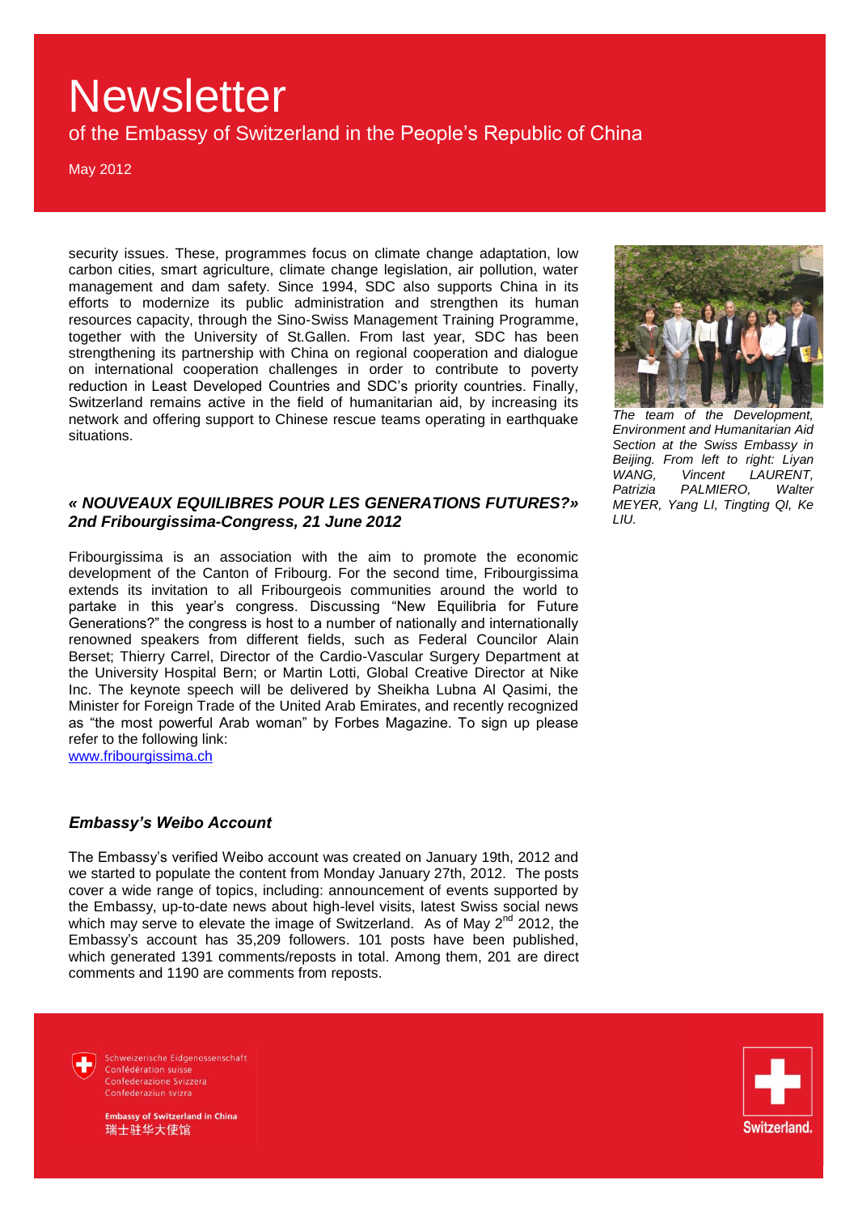security issues. These, programmes focus on climate change adaptation, low carbon cities, smart agriculture, climate change legislation, air pollution, water management and dam safety. Since 1994, SDC also supports China in its efforts to modernize its public administration and strengthen its human resources capacity, through the Sino-Swiss Management Training Programme, together with the University of St.Gallen. From last year, SDC has been strengthening its partnership with China on regional cooperation and dialogue on international cooperation challenges in order to contribute to poverty reduction in Least Developed Countries and SDC's priority countries. Finally, Switzerland remains active in the field of humanitarian aid, by increasing its network and offering support to Chinese rescue teams operating in earthquake situations.

*The team of the Development, Environment and Humanitarian Aid Section at the Swiss Embassy in Beijing. From left to right: Liyan WANG, Vincent LAURENT, Patrizia PALMIERO, Walter MEYER, Yang LI, Tingting QI, Ke LIU.*

### *« NOUVEAUX EQUILIBRES POUR LES GENERATIONS FUTURES?» 2nd Fribourgissima-Congress, 21 June 2012*

Fribourgissima is an association with the aim to promote the economic development of the Canton of Fribourg. For the second time, Fribourgissima extends its invitation to all Fribourgeois communities around the world to partake in this year's congress. Discussing "New Equilibria for Future Generations?" the congress is host to a number of nationally and internationally renowned speakers from different fields, such as Federal Councilor Alain Berset; Thierry Carrel, Director of the Cardio-Vascular Surgery Department at the University Hospital Bern; or Martin Lotti, Global Creative Director at Nike Inc. The keynote speech will be delivered by Sheikha Lubna Al Qasimi, the Minister for Foreign Trade of the United Arab Emirates, and recently recognized as "the most powerful Arab woman" by Forbes Magazine. To sign up please refer to the following link:
www.fribourgissima.ch

### *Embassy's Weibo Account*

The Embassy's verified Weibo account was created on January 19th, 2012 and we started to populate the content from Monday January 27th, 2012. The posts cover a wide range of topics, including: announcement of events supported by the Embassy, up-to-date news about high-level visits, latest Swiss social news which may serve to elevate the image of Switzerland. As of May 2nd 2012, the Embassy's account has 35,209 followers. 101 posts have been published, which generated 1391 comments/reposts in total. Among them, 201 are direct comments and 1190 are comments from reposts.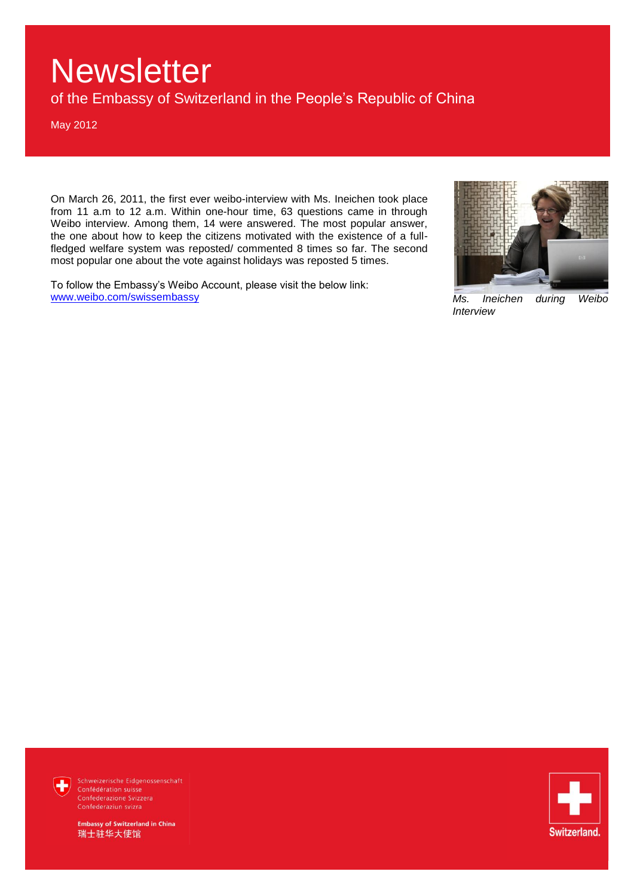On March 26, 2011, the first ever weibo-interview with Ms. Ineichen took place from 11 a.m to 12 a.m. Within one-hour time, 63 questions came in through Weibo interview. Among them, 14 were answered. The most popular answer, the one about how to keep the citizens motivated with the existence of a full-fledged welfare system was reposted/ commented 8 times so far. The second most popular one about the vote against holidays was reposted 5 times.

To follow the Embassy's Weibo Account, please visit the below link: [www.weibo.com/swissembassy](http://www.weibo.com/swissembassy)

*Ms. Ineichen during Weibo Interview*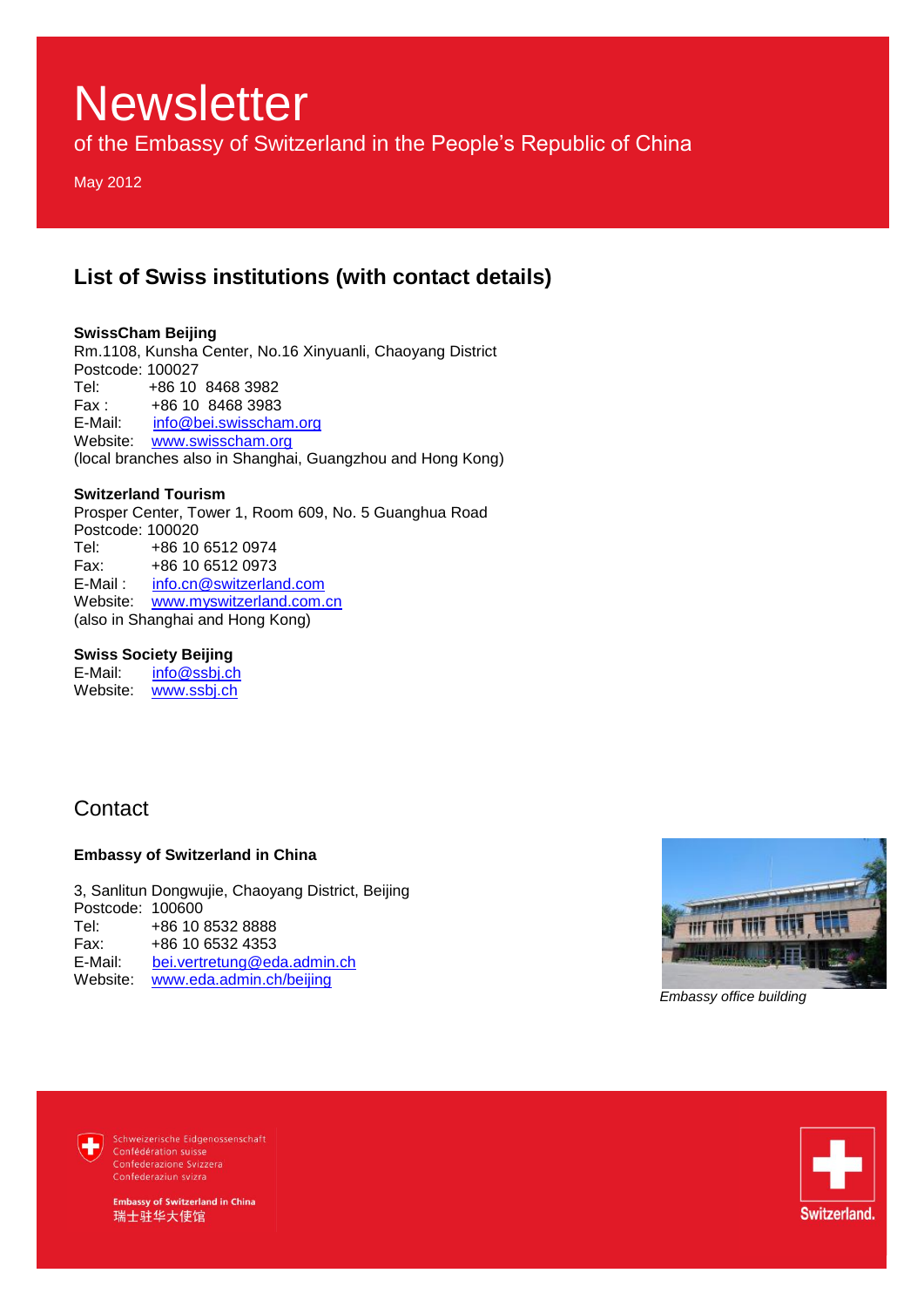# Newsletter

of the Embassy of Switzerland in the People's Republic of China

May 2012

## List of Swiss institutions (with contact details)

**SwissCham Beijing**
Rm.1108, Kunsha Center, No.16 Xinyuanli, Chaoyang District
Postcode: 100027
Tel: +86 10 8468 3982
Fax : +86 10 8468 3983
E-Mail: info@bei.swisscham.org
Website: www.swisscham.org
(local branches also in Shanghai, Guangzhou and Hong Kong)

**Switzerland Tourism**
Prosper Center, Tower 1, Room 609, No. 5 Guanghua Road
Postcode: 100020
Tel: +86 10 6512 0974
Fax: +86 10 6512 0973
E-Mail : info.cn@switzerland.com
Website: www.myswitzerland.com.cn
(also in Shanghai and Hong Kong)

**Swiss Society Beijing**
E-Mail: info@ssbj.ch
Website: www.ssbj.ch

## Contact

**Embassy of Switzerland in China**

3, Sanlitun Dongwujie, Chaoyang District, Beijing
Postcode: 100600
Tel: +86 10 8532 8888
Fax: +86 10 6532 4353
E-Mail: bei.vertretung@eda.admin.ch
Website: www.eda.admin.ch/beijing

*Embassy office building*

Schweizerische Eidgenossenschaft
Confédération suisse
Confederazione Svizzera
Confederaziun svizra

**Embassy of Switzerland in China**
瑞士驻华大使馆

Switzerland.